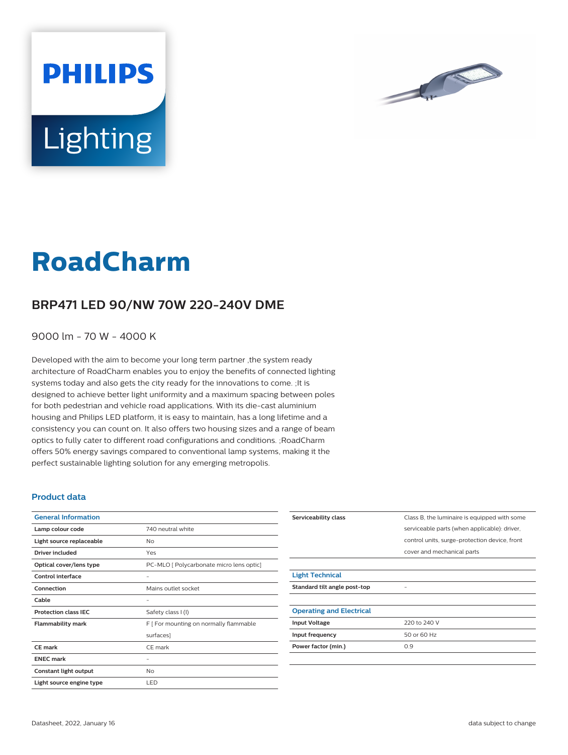# RoadCharm

## BRP471 LED 90/NW 70W 220-240V DME

9000 lm - 70 W - 4000 K

Developed with the aim to become your long term partner ,the system ready architecture of RoadCharm enables you to enjoy the benefits of connected lighting systems today and also gets the city ready for the innovations to come. ;It is designed to achieve better light uniformity and a maximum spacing between poles for both pedestrian and vehicle road applications. With its die-cast aluminium housing and Philips LED platform, it is easy to maintain, has a long lifetime and a consistency you can count on. It also offers two housing sizes and a range of beam optics to fully cater to different road configurations and conditions. ;RoadCharm offers 50% energy savings compared to conventional lamp systems, making it the perfect sustainable lighting solution for any emerging metropolis.

### Product data

| General Information | |
|---|---|
| **Lamp colour code** | 740 neutral white |
| **Light source replaceable** | No |
| **Driver included** | Yes |
| **Optical cover/lens type** | PC-MLO [ Polycarbonate micro lens optic] |
| **Control interface** | - |
| **Connection** | Mains outlet socket |
| **Cable** | - |
| **Protection class IEC** | Safety class I (I) |
| **Flammability mark** | F [ For mounting on normally flammable surfaces] |
| **CE mark** | CE mark |
| **ENEC mark** | - |
| **Constant light output** | No |
| **Light source engine type** | LED |
| **Serviceability class** | Class B, the luminaire is equipped with some serviceable parts (when applicable): driver, control units, surge-protection device, front cover and mechanical parts |

| Light Technical | |
|---|---|
| **Standard tilt angle post-top** | - |

| Operating and Electrical | |
|---|---|
| **Input Voltage** | 220 to 240 V |
| **Input frequency** | 50 or 60 Hz |
| **Power factor (min.)** | 0.9 |

Datasheet, 2022, January 16

data subject to change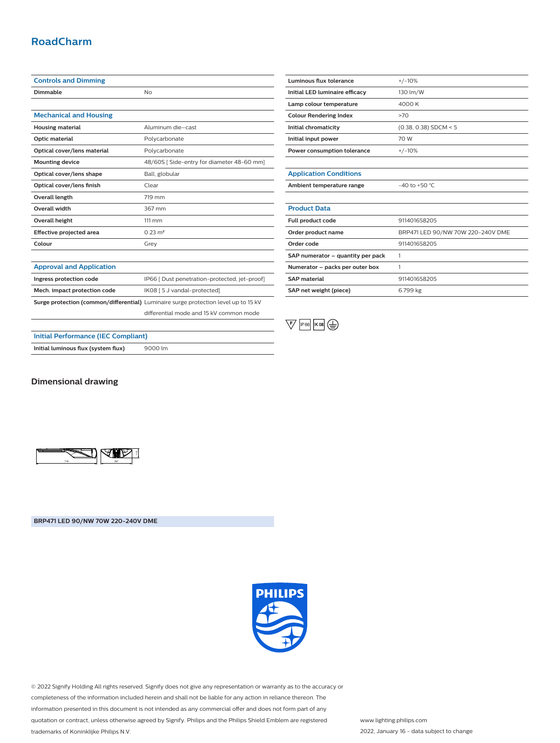## RoadCharm

| Controls and Dimming | |
|---|---|
| Dimmable | No |

| Mechanical and Housing | |
|---|---|
| Housing material | Aluminum die-cast |
| Optic material | Polycarbonate |
| Optical cover/lens material | Polycarbonate |
| Mounting device | 48/60S [ Side-entry for diameter 48-60 mm] |
| Optical cover/lens shape | Ball, globular |
| Optical cover/lens finish | Clear |
| Overall length | 719 mm |
| Overall width | 367 mm |
| Overall height | 111 mm |
| Effective projected area | 0.23 m² |
| Colour | Grey |

| Approval and Application | |
|---|---|
| Ingress protection code | IP66 [ Dust penetration-protected, jet-proof] |
| Mech. impact protection code | IK08 [ 5 J vandal-protected] |
| Surge protection (common/differential) | Luminaire surge protection level up to 15 kV differential mode and 15 kV common mode |

| Initial Performance (IEC Compliant) | |
|---|---|
| Initial luminous flux (system flux) | 9000 lm |
| Luminous flux tolerance | +/-10% |
| Initial LED luminaire efficacy | 130 lm/W |
| Lamp colour temperature | 4000 K |
| Colour Rendering Index | >70 |
| Initial chromaticity | (0.38, 0.38) SDCM < 5 |
| Initial input power | 70 W |
| Power consumption tolerance | +/-10% |

| Application Conditions | |
|---|---|
| Ambient temperature range | -40 to +50 °C |

| Product Data | |
|---|---|
| Full product code | 911401658205 |
| Order product name | BRP471 LED 90/NW 70W 220-240V DME |
| Order code | 911401658205 |
| SAP numerator – quantity per pack | 1 |
| Numerator – packs per outer box | 1 |
| SAP material | 911401658205 |
| SAP net weight (piece) | 6.799 kg |

F IP66 IK08

### Dimensional drawing

719

367

111

**BRP471 LED 90/NW 70W 220-240V DME**

© 2022 Signify Holding All rights reserved. Signify does not give any representation or warranty as to the accuracy or completeness of the information included herein and shall not be liable for any action in reliance thereon. The information presented in this document is not intended as any commercial offer and does not form part of any quotation or contract, unless otherwise agreed by Signify. Philips and the Philips Shield Emblem are registered trademarks of Koninklijke Philips N.V.

www.lighting.philips.com

2022, January 16 - data subject to change